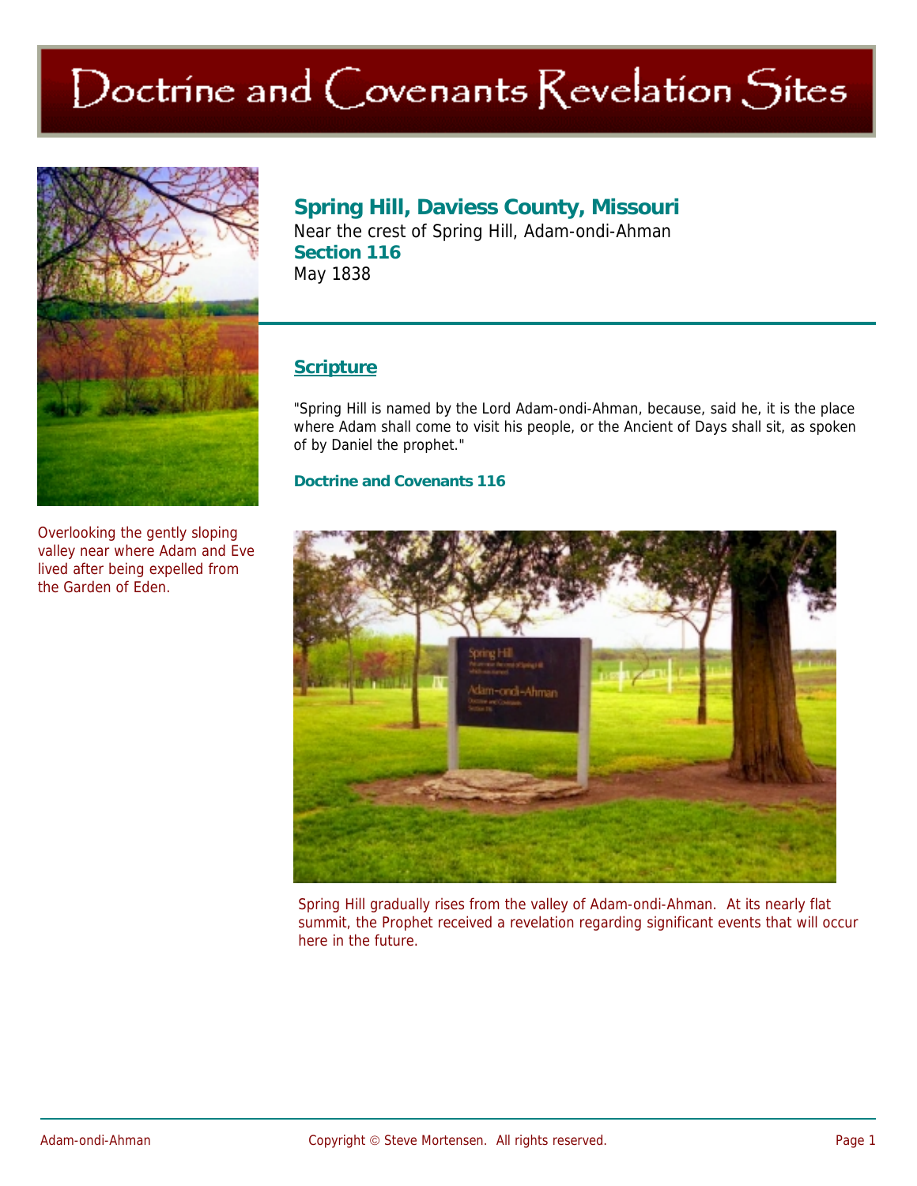# Doctrine and Covenants Revelation Sites

## Spring Hill, Daviess County, Missouri

Near the crest of Spring Hill, Adam-ondi-Ahman

**Section 116**

May 1838

Overlooking the gently sloping valley near where Adam and Eve lived after being expelled from the Garden of Eden.

### Scripture

"Spring Hill is named by the Lord Adam-ondi-Ahman, because, said he, it is the place where Adam shall come to visit his people, or the Ancient of Days shall sit, as spoken of by Daniel the prophet."

**Doctrine and Covenants 116**

Spring Hill gradually rises from the valley of Adam-ondi-Ahman. At its nearly flat summit, the Prophet received a revelation regarding significant events that will occur here in the future.

Copyright © Steve Mortensen. All rights reserved.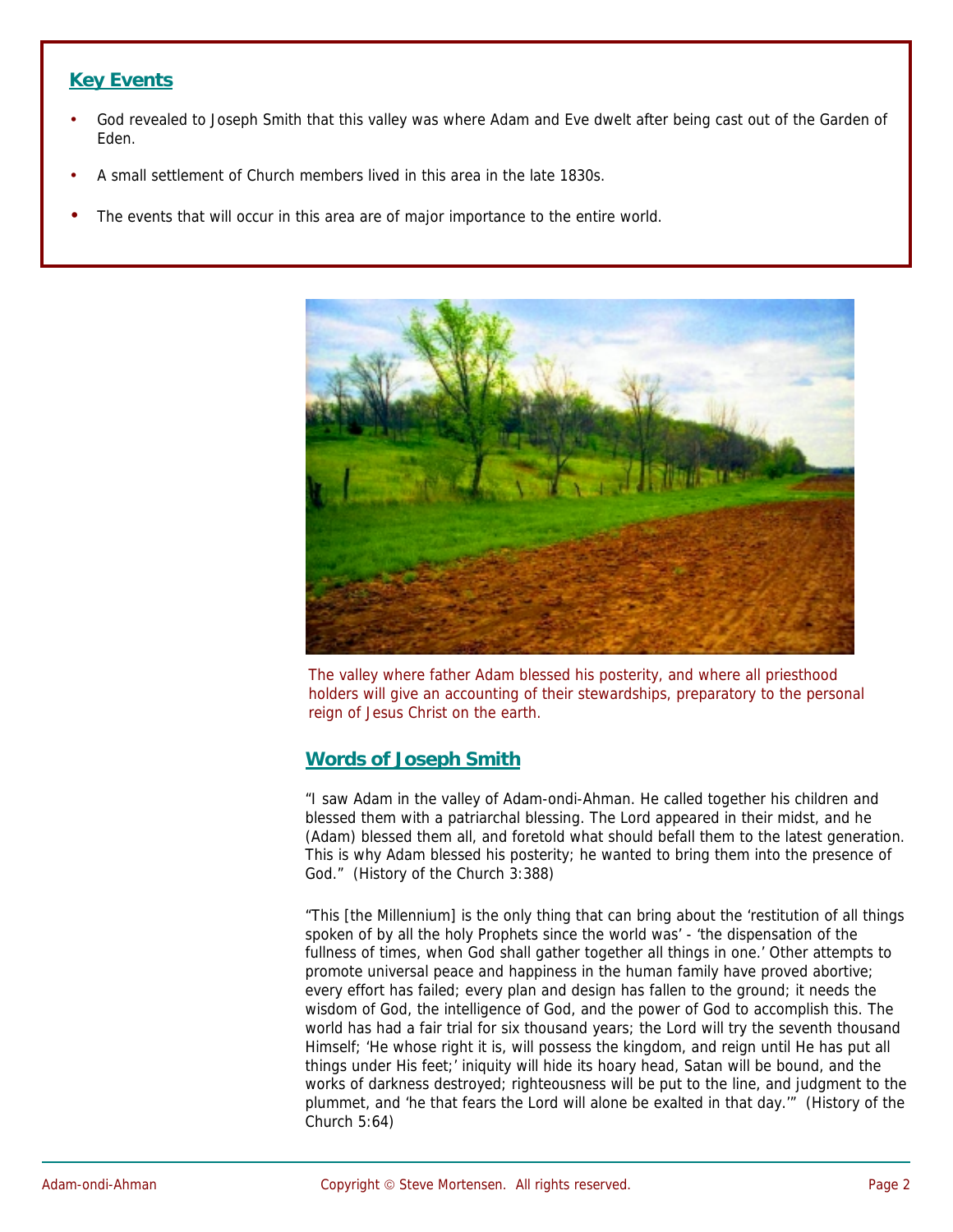## Key Events

- God revealed to Joseph Smith that this valley was where Adam and Eve dwelt after being cast out of the Garden of Eden.
- A small settlement of Church members lived in this area in the late 1830s.
- The events that will occur in this area are of major importance to the entire world.

The valley where father Adam blessed his posterity, and where all priesthood holders will give an accounting of their stewardships, preparatory to the personal reign of Jesus Christ on the earth.

## Words of Joseph Smith

"I saw Adam in the valley of Adam-ondi-Ahman. He called together his children and blessed them with a patriarchal blessing. The Lord appeared in their midst, and he (Adam) blessed them all, and foretold what should befall them to the latest generation. This is why Adam blessed his posterity; he wanted to bring them into the presence of God." (History of the Church 3:388)

"This [the Millennium] is the only thing that can bring about the 'restitution of all things spoken of by all the holy Prophets since the world was' - 'the dispensation of the fullness of times, when God shall gather together all things in one.' Other attempts to promote universal peace and happiness in the human family have proved abortive; every effort has failed; every plan and design has fallen to the ground; it needs the wisdom of God, the intelligence of God, and the power of God to accomplish this. The world has had a fair trial for six thousand years; the Lord will try the seventh thousand Himself; 'He whose right it is, will possess the kingdom, and reign until He has put all things under His feet;' iniquity will hide its hoary head, Satan will be bound, and the works of darkness destroyed; righteousness will be put to the line, and judgment to the plummet, and 'he that fears the Lord will alone be exalted in that day.'" (History of the Church 5:64)